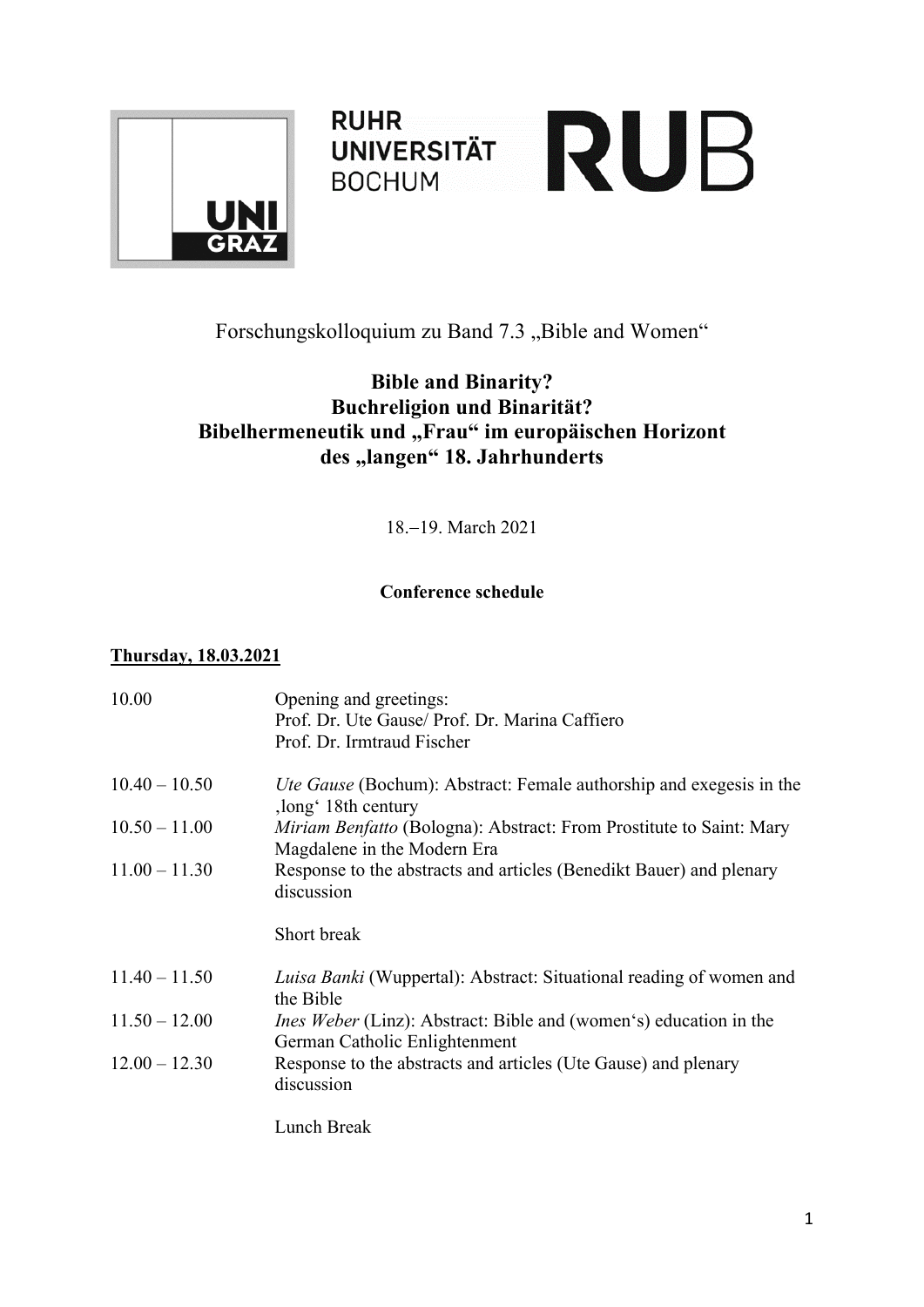Forschungskolloquium zu Band 7.3 „Bible and Women“

# Bible and Binarity?
# Buchreligion und Binarität?
# Bibelhermeneutik und „Frau“ im europäischen Horizont des „langen“ 18. Jahrhunderts

18.–19. March 2021

**Conference schedule**

**Thursday, 18.03.2021**

| | |
|---|---|
| 10.00 | Opening and greetings:<br>Prof. Dr. Ute Gause/ Prof. Dr. Marina Caffiero<br>Prof. Dr. Irmtraud Fischer |
| 10.40 – 10.50 | *Ute Gause* (Bochum): Abstract: Female authorship and exegesis in the ‚long‘ 18th century |
| 10.50 – 11.00 | *Miriam Benfatto* (Bologna): Abstract: From Prostitute to Saint: Mary Magdalene in the Modern Era |
| 11.00 – 11.30 | Response to the abstracts and articles (Benedikt Bauer) and plenary discussion |
| | Short break |
| 11.40 – 11.50 | *Luisa Banki* (Wuppertal): Abstract: Situational reading of women and the Bible |
| 11.50 – 12.00 | *Ines Weber* (Linz): Abstract: Bible and (women‘s) education in the German Catholic Enlightenment |
| 12.00 – 12.30 | Response to the abstracts and articles (Ute Gause) and plenary discussion |
| | Lunch Break |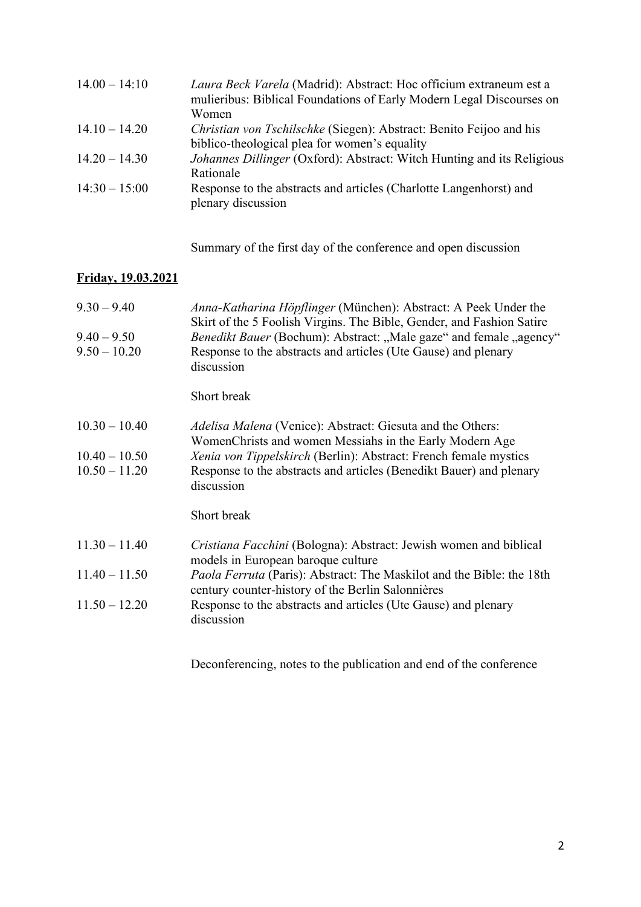| | |
|---|---|
| 14.00 – 14:10 | *Laura Beck Varela* (Madrid): Abstract: Hoc officium extraneum est a mulieribus: Biblical Foundations of Early Modern Legal Discourses on Women |
| 14.10 – 14.20 | *Christian von Tschilschke* (Siegen): Abstract: Benito Feijoo and his biblico-theological plea for women's equality |
| 14.20 – 14.30 | *Johannes Dillinger* (Oxford): Abstract: Witch Hunting and its Religious Rationale |
| 14:30 – 15:00 | Response to the abstracts and articles (Charlotte Langenhorst) and plenary discussion |
| | Summary of the first day of the conference and open discussion |

**Friday, 19.03.2021**

| | |
|---|---|
| 9.30 – 9.40 | *Anna-Katharina Höpflinger* (München): Abstract: A Peek Under the Skirt of the 5 Foolish Virgins. The Bible, Gender, and Fashion Satire |
| 9.40 – 9.50 | *Benedikt Bauer* (Bochum): Abstract: „Male gaze" and female „agency" |
| 9.50 – 10.20 | Response to the abstracts and articles (Ute Gause) and plenary discussion |
| | Short break |
| 10.30 – 10.40 | *Adelisa Malena* (Venice): Abstract: Giesuta and the Others: WomenChrists and women Messiahs in the Early Modern Age |
| 10.40 – 10.50 | *Xenia von Tippelskirch* (Berlin): Abstract: French female mystics |
| 10.50 – 11.20 | Response to the abstracts and articles (Benedikt Bauer) and plenary discussion |
| | Short break |
| 11.30 – 11.40 | *Cristiana Facchini* (Bologna): Abstract: Jewish women and biblical models in European baroque culture |
| 11.40 – 11.50 | *Paola Ferruta* (Paris): Abstract: The Maskilot and the Bible: the 18th century counter-history of the Berlin Salonnières |
| 11.50 – 12.20 | Response to the abstracts and articles (Ute Gause) and plenary discussion |
| | Deconferencing, notes to the publication and end of the conference |